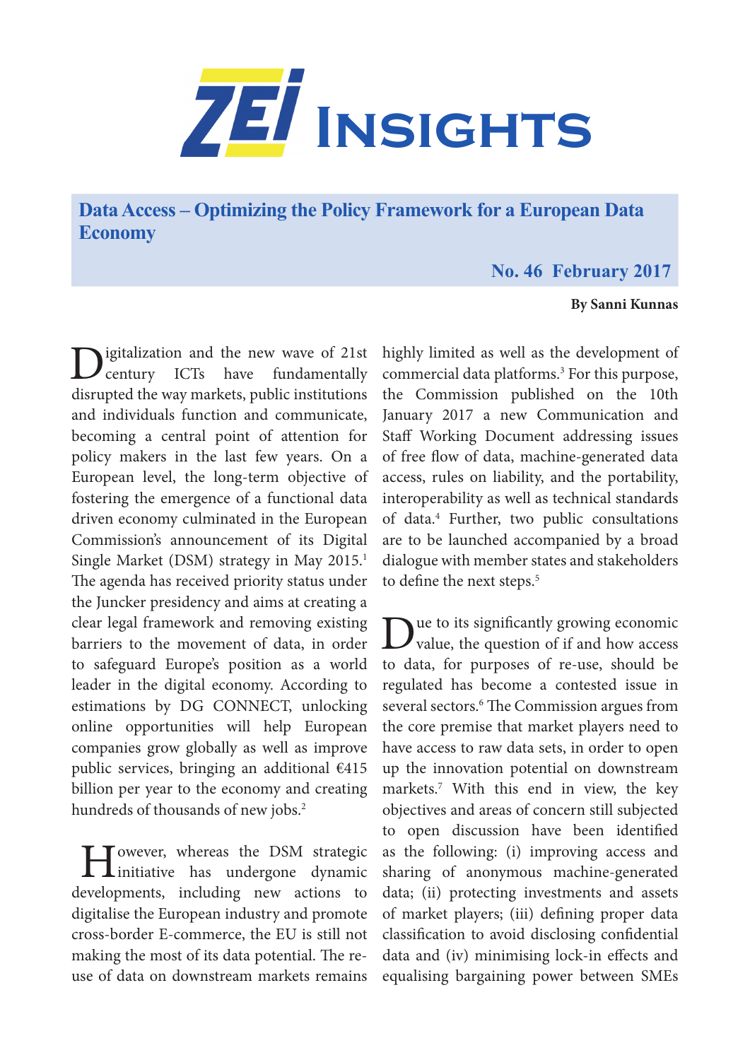# ZEI Insights

## Data Access – Optimizing the Policy Framework for a European Data Economy

**No. 46 February 2017**

**By Sanni Kunnas**

Digitalization and the new wave of 21st century ICTs have fundamentally disrupted the way markets, public institutions and individuals function and communicate, becoming a central point of attention for policy makers in the last few years. On a European level, the long-term objective of fostering the emergence of a functional data driven economy culminated in the European Commission's announcement of its Digital Single Market (DSM) strategy in May 2015.[1] The agenda has received priority status under the Juncker presidency and aims at creating a clear legal framework and removing existing barriers to the movement of data, in order to safeguard Europe's position as a world leader in the digital economy. According to estimations by DG CONNECT, unlocking online opportunities will help European companies grow globally as well as improve public services, bringing an additional €415 billion per year to the economy and creating hundreds of thousands of new jobs.[2]

However, whereas the DSM strategic initiative has undergone dynamic developments, including new actions to digitalise the European industry and promote cross-border E-commerce, the EU is still not making the most of its data potential. The re-use of data on downstream markets remains highly limited as well as the development of commercial data platforms.[3] For this purpose, the Commission published on the 10th January 2017 a new Communication and Staff Working Document addressing issues of free flow of data, machine-generated data access, rules on liability, and the portability, interoperability as well as technical standards of data.[4] Further, two public consultations are to be launched accompanied by a broad dialogue with member states and stakeholders to define the next steps.[5]

Due to its significantly growing economic value, the question of if and how access to data, for purposes of re-use, should be regulated has become a contested issue in several sectors.[6] The Commission argues from the core premise that market players need to have access to raw data sets, in order to open up the innovation potential on downstream markets.[7] With this end in view, the key objectives and areas of concern still subjected to open discussion have been identified as the following: (i) improving access and sharing of anonymous machine-generated data; (ii) protecting investments and assets of market players; (iii) defining proper data classification to avoid disclosing confidential data and (iv) minimising lock-in effects and equalising bargaining power between SMEs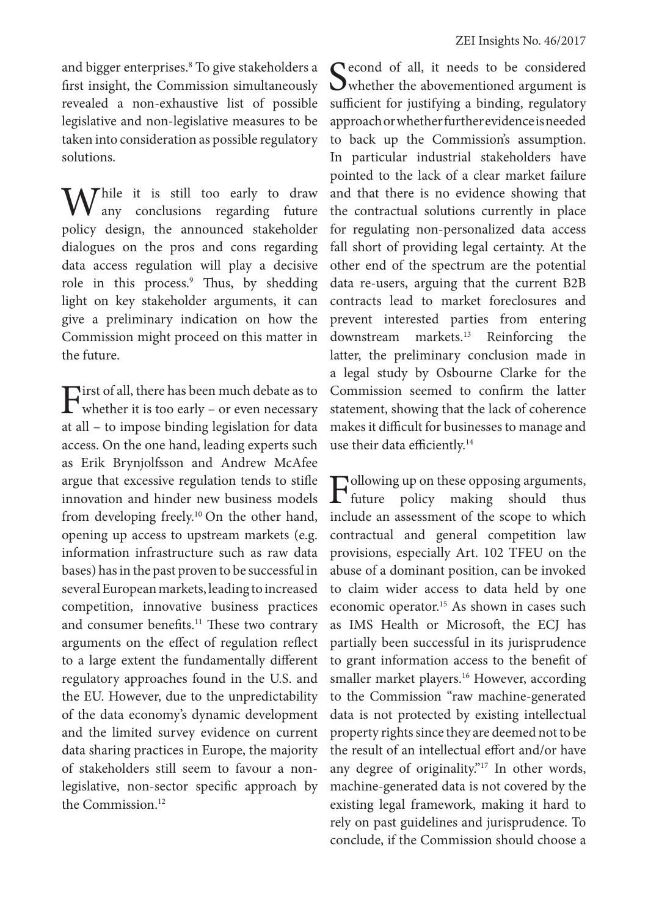and bigger enterprises.[8] To give stakeholders a first insight, the Commission simultaneously revealed a non-exhaustive list of possible legislative and non-legislative measures to be taken into consideration as possible regulatory solutions.

While it is still too early to draw any conclusions regarding future policy design, the announced stakeholder dialogues on the pros and cons regarding data access regulation will play a decisive role in this process.[9] Thus, by shedding light on key stakeholder arguments, it can give a preliminary indication on how the Commission might proceed on this matter in the future.

First of all, there has been much debate as to whether it is too early – or even necessary at all – to impose binding legislation for data access. On the one hand, leading experts such as Erik Brynjolfsson and Andrew McAfee argue that excessive regulation tends to stifle innovation and hinder new business models from developing freely.[10] On the other hand, opening up access to upstream markets (e.g. information infrastructure such as raw data bases) has in the past proven to be successful in several European markets, leading to increased competition, innovative business practices and consumer benefits.[11] These two contrary arguments on the effect of regulation reflect to a large extent the fundamentally different regulatory approaches found in the U.S. and the EU. However, due to the unpredictability of the data economy's dynamic development and the limited survey evidence on current data sharing practices in Europe, the majority of stakeholders still seem to favour a non-legislative, non-sector specific approach by the Commission.[12]

Second of all, it needs to be considered whether the abovementioned argument is sufficient for justifying a binding, regulatory approach or whether further evidence is needed to back up the Commission's assumption. In particular industrial stakeholders have pointed to the lack of a clear market failure and that there is no evidence showing that the contractual solutions currently in place for regulating non-personalized data access fall short of providing legal certainty. At the other end of the spectrum are the potential data re-users, arguing that the current B2B contracts lead to market foreclosures and prevent interested parties from entering downstream markets.[13] Reinforcing the latter, the preliminary conclusion made in a legal study by Osbourne Clarke for the Commission seemed to confirm the latter statement, showing that the lack of coherence makes it difficult for businesses to manage and use their data efficiently.[14]

Following up on these opposing arguments, future policy making should thus include an assessment of the scope to which contractual and general competition law provisions, especially Art. 102 TFEU on the abuse of a dominant position, can be invoked to claim wider access to data held by one economic operator.[15] As shown in cases such as IMS Health or Microsoft, the ECJ has partially been successful in its jurisprudence to grant information access to the benefit of smaller market players.[16] However, according to the Commission "raw machine-generated data is not protected by existing intellectual property rights since they are deemed not to be the result of an intellectual effort and/or have any degree of originality."[17] In other words, machine-generated data is not covered by the existing legal framework, making it hard to rely on past guidelines and jurisprudence. To conclude, if the Commission should choose a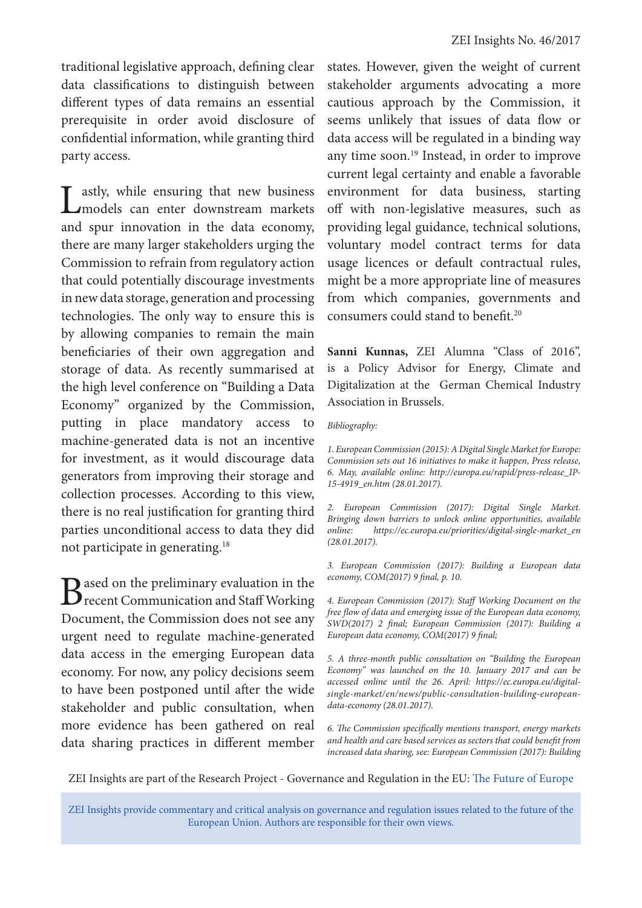traditional legislative approach, defining clear data classifications to distinguish between different types of data remains an essential prerequisite in order avoid disclosure of confidential information, while granting third party access.

Lastly, while ensuring that new business models can enter downstream markets and spur innovation in the data economy, there are many larger stakeholders urging the Commission to refrain from regulatory action that could potentially discourage investments in new data storage, generation and processing technologies. The only way to ensure this is by allowing companies to remain the main beneficiaries of their own aggregation and storage of data. As recently summarised at the high level conference on "Building a Data Economy" organized by the Commission, putting in place mandatory access to machine-generated data is not an incentive for investment, as it would discourage data generators from improving their storage and collection processes. According to this view, there is no real justification for granting third parties unconditional access to data they did not participate in generating.[18]

Based on the preliminary evaluation in the recent Communication and Staff Working Document, the Commission does not see any urgent need to regulate machine-generated data access in the emerging European data economy. For now, any policy decisions seem to have been postponed until after the wide stakeholder and public consultation, when more evidence has been gathered on real data sharing practices in different member states. However, given the weight of current stakeholder arguments advocating a more cautious approach by the Commission, it seems unlikely that issues of data flow or data access will be regulated in a binding way any time soon.[19] Instead, in order to improve current legal certainty and enable a favorable environment for data business, starting off with non-legislative measures, such as providing legal guidance, technical solutions, voluntary model contract terms for data usage licences or default contractual rules, might be a more appropriate line of measures from which companies, governments and consumers could stand to benefit.[20]

**Sanni Kunnas,** ZEI Alumna "Class of 2016", is a Policy Advisor for Energy, Climate and Digitalization at the German Chemical Industry Association in Brussels.

*Bibliography:*

*1. European Commission (2015): A Digital Single Market for Europe: Commission sets out 16 initiatives to make it happen, Press release, 6. May, available online: http://europa.eu/rapid/press-release_IP-15-4919_en.htm (28.01.2017).*

*2. European Commission (2017): Digital Single Market. Bringing down barriers to unlock online opportunities, available online: https://ec.europa.eu/priorities/digital-single-market_en (28.01.2017).*

*3. European Commission (2017): Building a European data economy, COM(2017) 9 final, p. 10.*

*4. European Commission (2017): Staff Working Document on the free flow of data and emerging issue of the European data economy, SWD(2017) 2 final; European Commission (2017): Building a European data economy, COM(2017) 9 final;*

*5. A three-month public consultation on "Building the European Economy" was launched on the 10. January 2017 and can be accessed online until the 26. April: https://ec.europa.eu/digital-single-market/en/news/public-consultation-building-european-data-economy (28.01.2017).*

*6. The Commission specifically mentions transport, energy markets and health and care based services as sectors that could benefit from increased data sharing, see: European Commission (2017): Building*

ZEI Insights are part of the Research Project - Governance and Regulation in the EU: The Future of Europe

ZEI Insights provide commentary and critical analysis on governance and regulation issues related to the future of the European Union. Authors are responsible for their own views.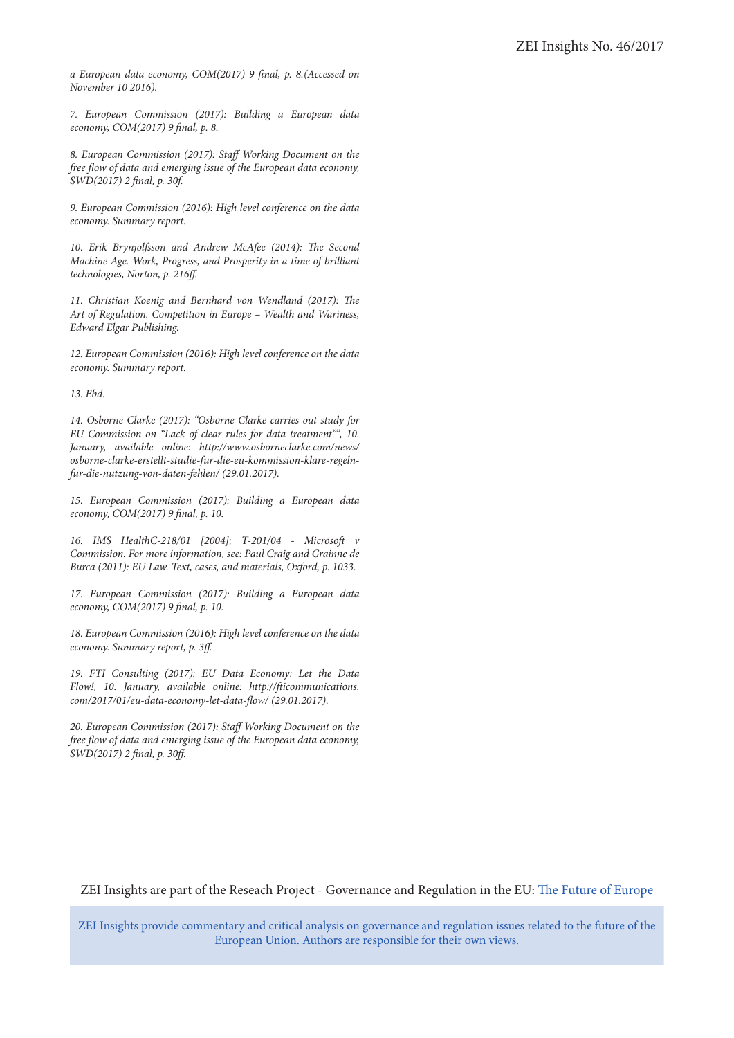*a European data economy, COM(2017) 9 final, p. 8.(Accessed on November 10 2016).*

*7. European Commission (2017): Building a European data economy, COM(2017) 9 final, p. 8.*

*8. European Commission (2017): Staff Working Document on the free flow of data and emerging issue of the European data economy, SWD(2017) 2 final, p. 30f.*

*9. European Commission (2016): High level conference on the data economy. Summary report.*

*10. Erik Brynjolfsson and Andrew McAfee (2014): The Second Machine Age. Work, Progress, and Prosperity in a time of brilliant technologies, Norton, p. 216ff.*

*11. Christian Koenig and Bernhard von Wendland (2017): The Art of Regulation. Competition in Europe – Wealth and Wariness, Edward Elgar Publishing.*

*12. European Commission (2016): High level conference on the data economy. Summary report.*

*13. Ebd.*

*14. Osborne Clarke (2017): "Osborne Clarke carries out study for EU Commission on "Lack of clear rules for data treatment"", 10. January, available online: http://www.osborneclarke.com/news/osborne-clarke-erstellt-studie-fur-die-eu-kommission-klare-regeln-fur-die-nutzung-von-daten-fehlen/ (29.01.2017).*

*15. European Commission (2017): Building a European data economy, COM(2017) 9 final, p. 10.*

*16. IMS HealthC-218/01 [2004]; T-201/04 - Microsoft v Commission. For more information, see: Paul Craig and Grainne de Burca (2011): EU Law. Text, cases, and materials, Oxford, p. 1033.*

*17. European Commission (2017): Building a European data economy, COM(2017) 9 final, p. 10.*

*18. European Commission (2016): High level conference on the data economy. Summary report, p. 3ff.*

*19. FTI Consulting (2017): EU Data Economy: Let the Data Flow!, 10. January, available online: http://fticommunications.com/2017/01/eu-data-economy-let-data-flow/ (29.01.2017).*

*20. European Commission (2017): Staff Working Document on the free flow of data and emerging issue of the European data economy, SWD(2017) 2 final, p. 30ff.*

ZEI Insights are part of the Reseach Project - Governance and Regulation in the EU: The Future of Europe

ZEI Insights provide commentary and critical analysis on governance and regulation issues related to the future of the European Union. Authors are responsible for their own views.